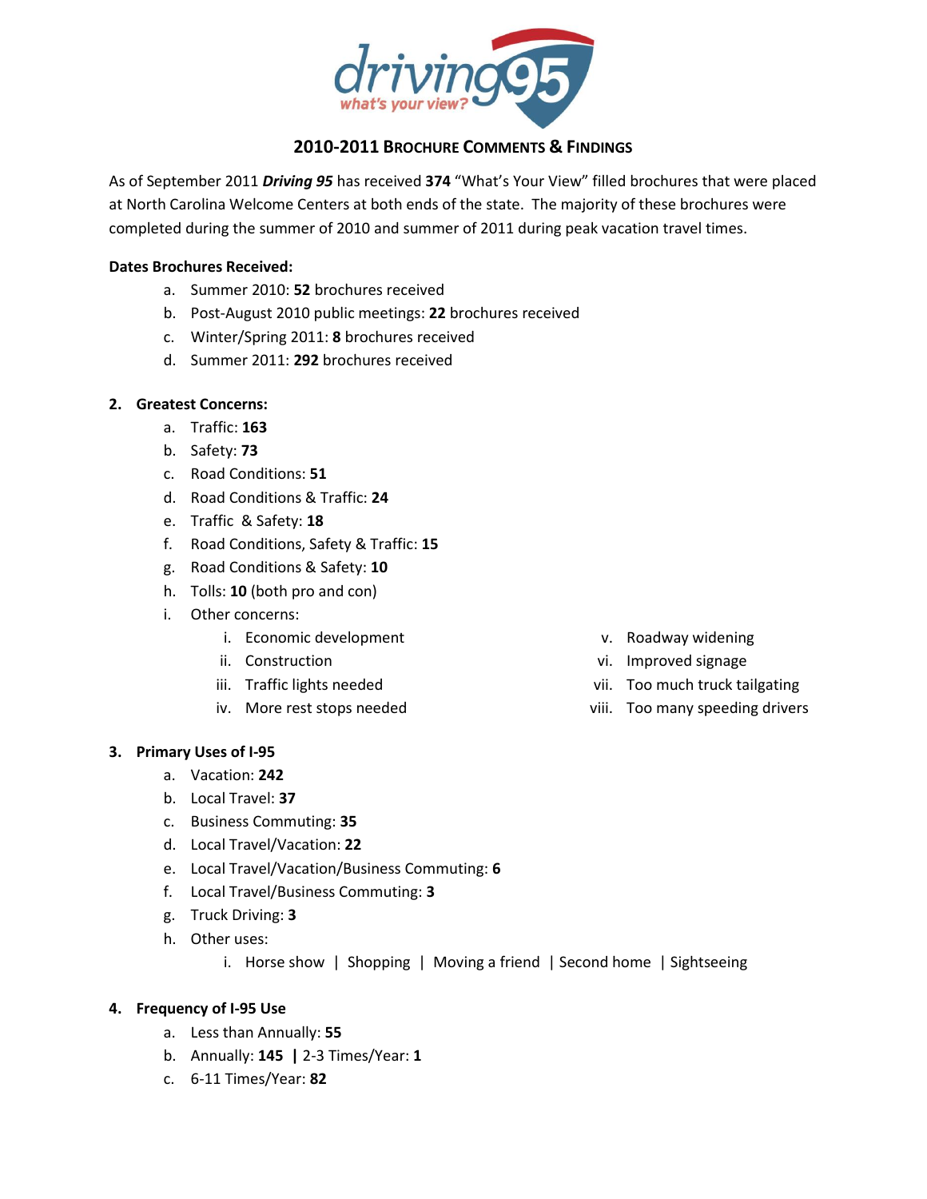driving95 what's your view?

## 2010-2011 Brochure Comments & Findings

As of September 2011 ***Driving 95*** has received **374** "What's Your View" filled brochures that were placed at North Carolina Welcome Centers at both ends of the state. The majority of these brochures were completed during the summer of 2010 and summer of 2011 during peak vacation travel times.

**Dates Brochures Received:**

a. Summer 2010: **52** brochures received
b. Post-August 2010 public meetings: **22** brochures received
c. Winter/Spring 2011: **8** brochures received
d. Summer 2011: **292** brochures received

**2. Greatest Concerns:**

a. Traffic: **163**
b. Safety: **73**
c. Road Conditions: **51**
d. Road Conditions & Traffic: **24**
e. Traffic & Safety: **18**
f. Road Conditions, Safety & Traffic: **15**
g. Road Conditions & Safety: **10**
h. Tolls: **10** (both pro and con)
i. Other concerns:
   i. Economic development
   ii. Construction
   iii. Traffic lights needed
   iv. More rest stops needed
   v. Roadway widening
   vi. Improved signage
   vii. Too much truck tailgating
   viii. Too many speeding drivers

**3. Primary Uses of I-95**

a. Vacation: **242**
b. Local Travel: **37**
c. Business Commuting: **35**
d. Local Travel/Vacation: **22**
e. Local Travel/Vacation/Business Commuting: **6**
f. Local Travel/Business Commuting: **3**
g. Truck Driving: **3**
h. Other uses:
   i. Horse show | Shopping | Moving a friend | Second home | Sightseeing

**4. Frequency of I-95 Use**

a. Less than Annually: **55**
b. Annually: **145** **|** 2-3 Times/Year: **1**
c. 6-11 Times/Year: **82**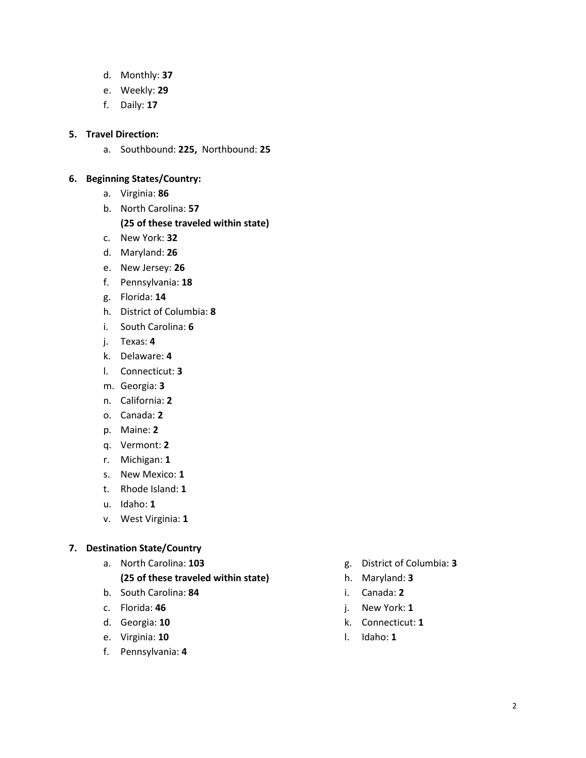d. Monthly: **37**
e. Weekly: **29**
f. Daily: **17**

**5. Travel Direction:**

a. Southbound: **225,** Northbound: **25**

**6. Beginning States/Country:**

a. Virginia: **86**
b. North Carolina: **57**
**(25 of these traveled within state)**
c. New York: **32**
d. Maryland: **26**
e. New Jersey: **26**
f. Pennsylvania: **18**
g. Florida: **14**
h. District of Columbia: **8**
i. South Carolina: **6**
j. Texas: **4**
k. Delaware: **4**
l. Connecticut: **3**
m. Georgia: **3**
n. California: **2**
o. Canada: **2**
p. Maine: **2**
q. Vermont: **2**
r. Michigan: **1**
s. New Mexico: **1**
t. Rhode Island: **1**
u. Idaho: **1**
v. West Virginia: **1**

**7. Destination State/Country**

a. North Carolina: **103**
**(25 of these traveled within state)**
b. South Carolina: **84**
c. Florida: **46**
d. Georgia: **10**
e. Virginia: **10**
f. Pennsylvania: **4**
g. District of Columbia: **3**
h. Maryland: **3**
i. Canada: **2**
j. New York: **1**
k. Connecticut: **1**
l. Idaho: **1**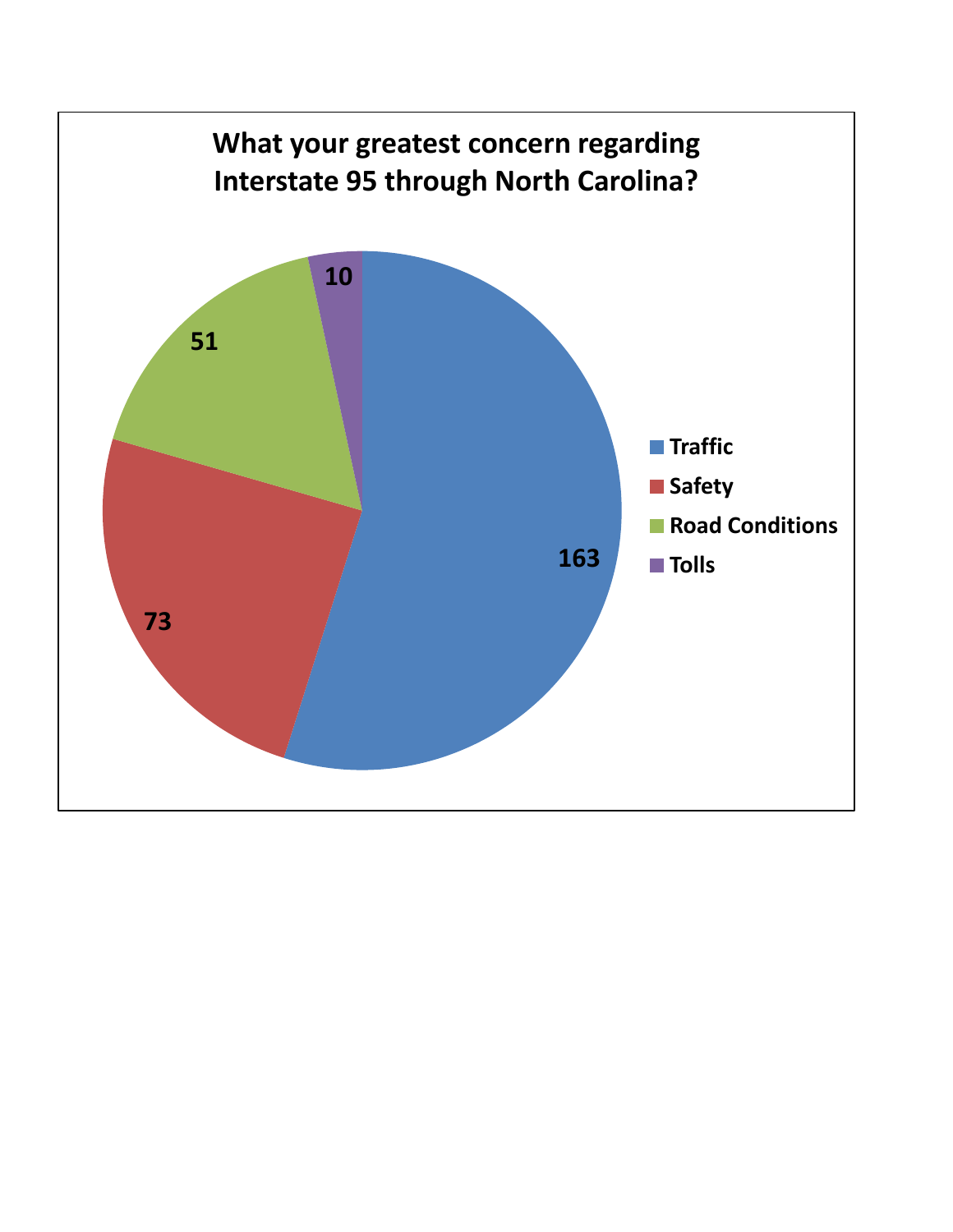What your greatest concern regarding Interstate 95 through North Carolina?

10

51

163

73

Traffic

Safety

Road Conditions

Tolls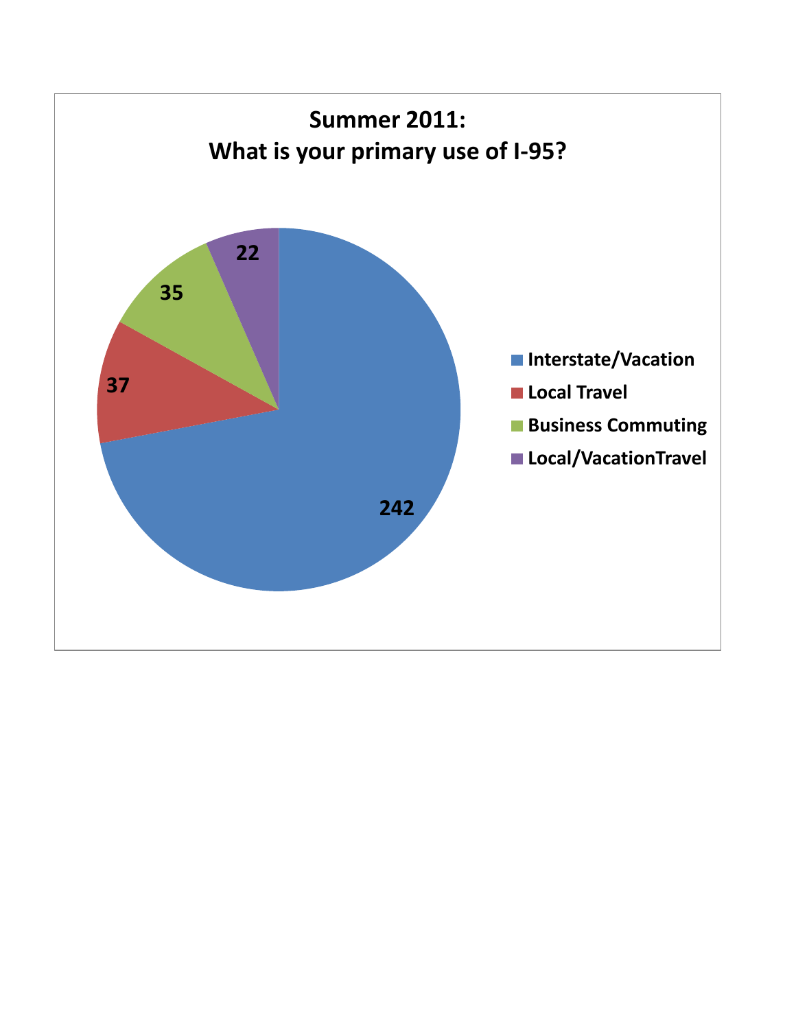Summer 2011:
What is your primary use of I-95?

22

35

37

242

Interstate/Vacation

Local Travel

Business Commuting

Local/VacationTravel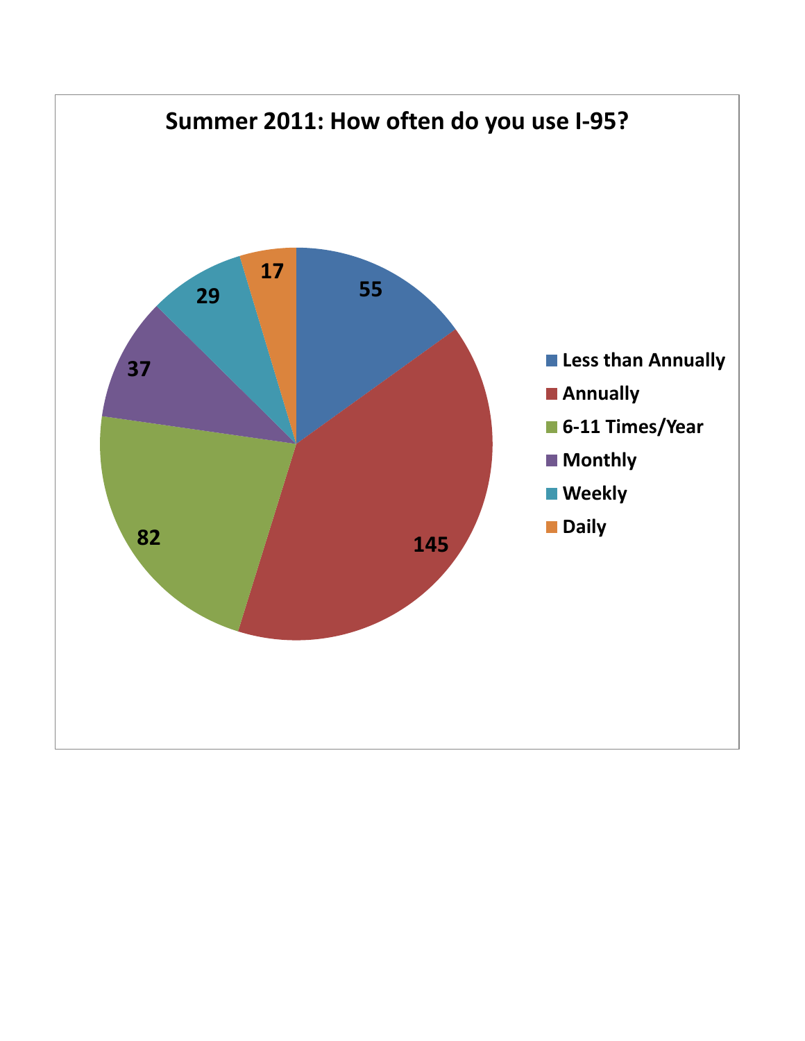**Summer 2011: How often do you use I-95?**

55

145

82

37

29

17

Less than Annually

Annually

6-11 Times/Year

Monthly

Weekly

Daily